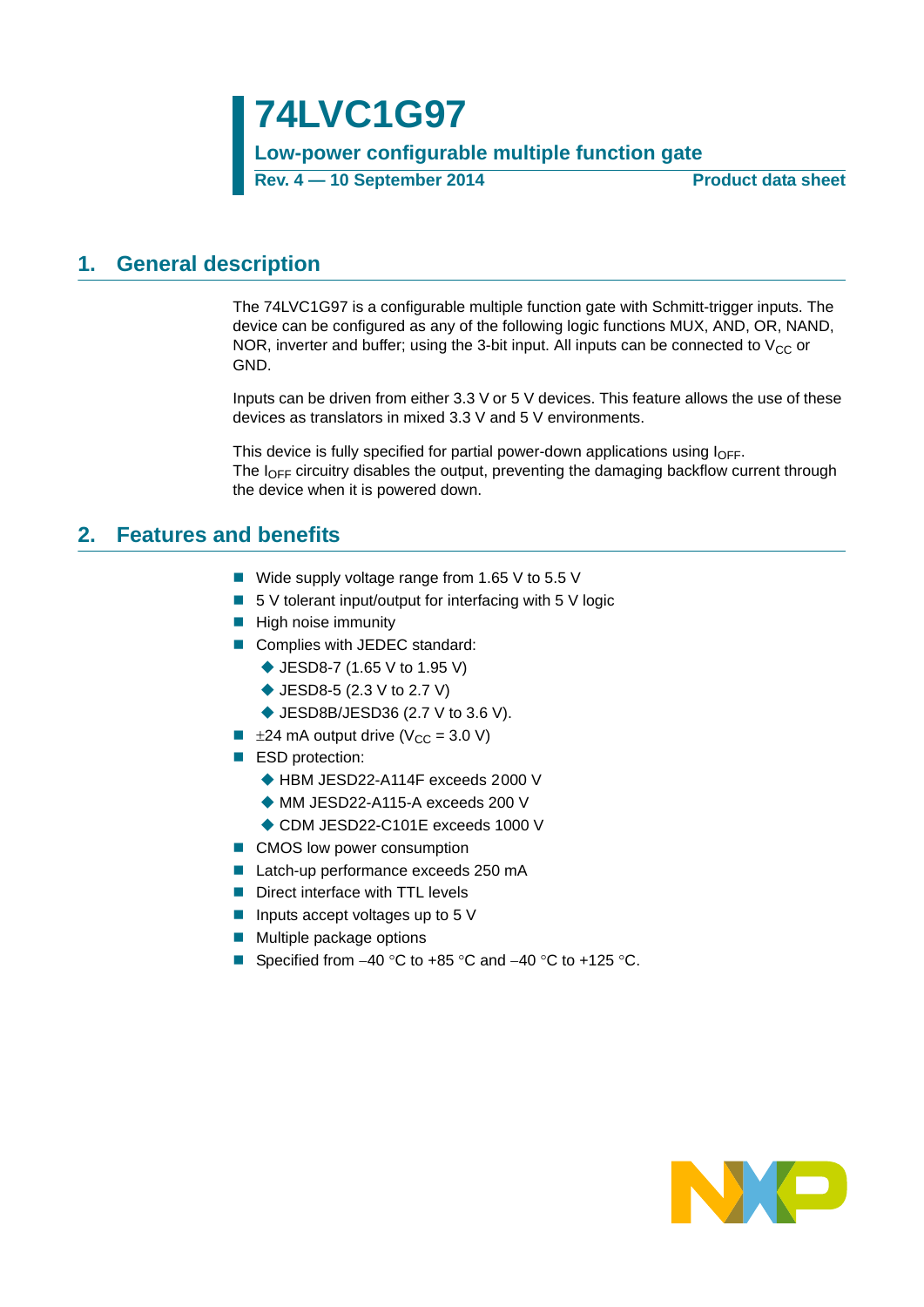# 74LVC1G97

**Low-power configurable multiple function gate**

**Rev. 4 — 10 September 2014** **Product data sheet**

## 1. General description

The 74LVC1G97 is a configurable multiple function gate with Schmitt-trigger inputs. The device can be configured as any of the following logic functions MUX, AND, OR, NAND, NOR, inverter and buffer; using the 3-bit input. All inputs can be connected to $V_{CC}$ or GND.

Inputs can be driven from either 3.3 V or 5 V devices. This feature allows the use of these devices as translators in mixed 3.3 V and 5 V environments.

This device is fully specified for partial power-down applications using $I_{OFF}$. The $I_{OFF}$ circuitry disables the output, preventing the damaging backflow current through the device when it is powered down.

## 2. Features and benefits

- Wide supply voltage range from 1.65 V to 5.5 V
- 5 V tolerant input/output for interfacing with 5 V logic
- High noise immunity
- Complies with JEDEC standard:
  - JESD8-7 (1.65 V to 1.95 V)
  - JESD8-5 (2.3 V to 2.7 V)
  - JESD8B/JESD36 (2.7 V to 3.6 V).
- ±24 mA output drive ($V_{CC}$ = 3.0 V)
- ESD protection:
  - HBM JESD22-A114F exceeds 2000 V
  - MM JESD22-A115-A exceeds 200 V
  - CDM JESD22-C101E exceeds 1000 V
- CMOS low power consumption
- Latch-up performance exceeds 250 mA
- Direct interface with TTL levels
- Inputs accept voltages up to 5 V
- Multiple package options
- Specified from −40 °C to +85 °C and −40 °C to +125 °C.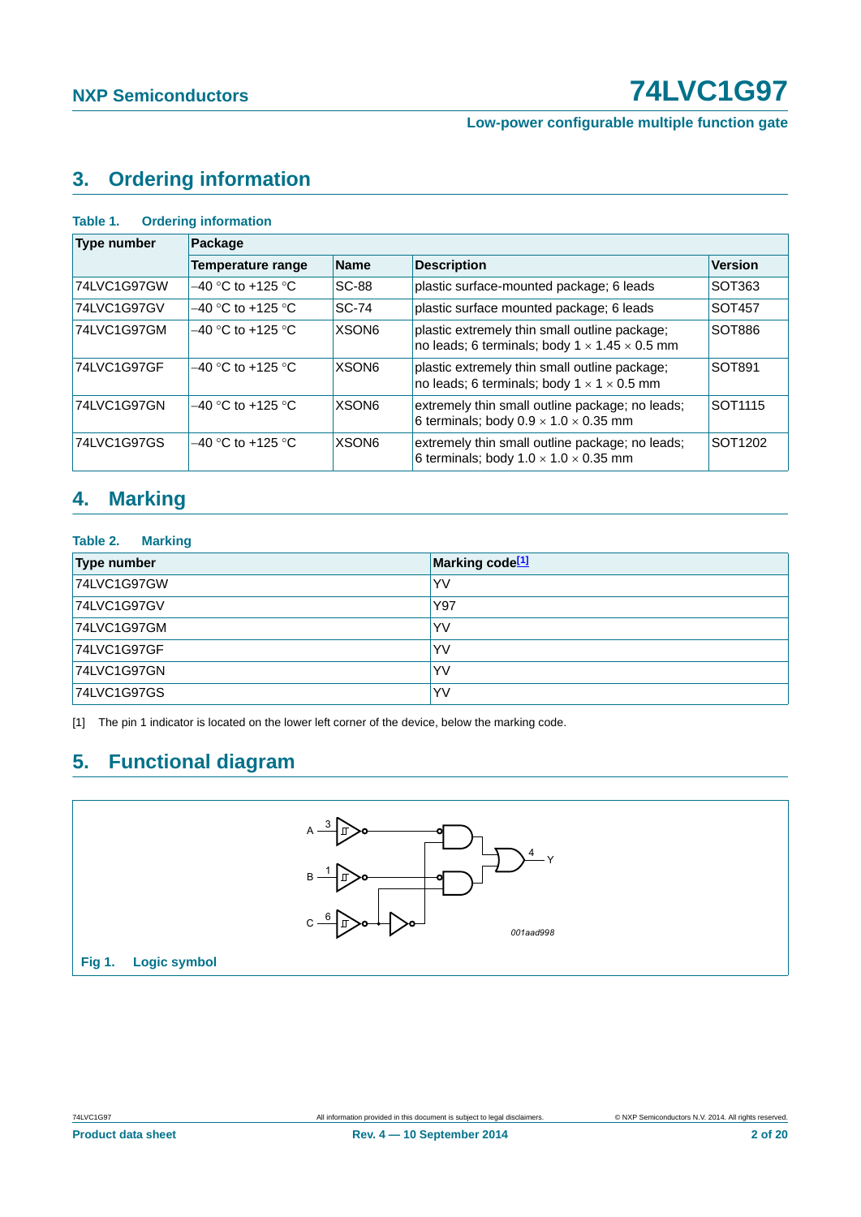## 3. Ordering information

**Table 1. Ordering information**

| Type number | Package | | | |
|---|---|---|---|---|
| | Temperature range | Name | Description | Version |
| 74LVC1G97GW | –40 °C to +125 °C | SC-88 | plastic surface-mounted package; 6 leads | SOT363 |
| 74LVC1G97GV | –40 °C to +125 °C | SC-74 | plastic surface mounted package; 6 leads | SOT457 |
| 74LVC1G97GM | –40 °C to +125 °C | XSON6 | plastic extremely thin small outline package; no leads; 6 terminals; body 1 × 1.45 × 0.5 mm | SOT886 |
| 74LVC1G97GF | –40 °C to +125 °C | XSON6 | plastic extremely thin small outline package; no leads; 6 terminals; body 1 × 1 × 0.5 mm | SOT891 |
| 74LVC1G97GN | –40 °C to +125 °C | XSON6 | extremely thin small outline package; no leads; 6 terminals; body 0.9 × 1.0 × 0.35 mm | SOT1115 |
| 74LVC1G97GS | –40 °C to +125 °C | XSON6 | extremely thin small outline package; no leads; 6 terminals; body 1.0 × 1.0 × 0.35 mm | SOT1202 |

## 4. Marking

**Table 2. Marking**

| Type number | Marking code[1] |
|---|---|
| 74LVC1G97GW | YV |
| 74LVC1G97GV | Y97 |
| 74LVC1G97GM | YV |
| 74LVC1G97GF | YV |
| 74LVC1G97GN | YV |
| 74LVC1G97GS | YV |

[1] The pin 1 indicator is located on the lower left corner of the device, below the marking code.

## 5. Functional diagram

**Fig 1. Logic symbol**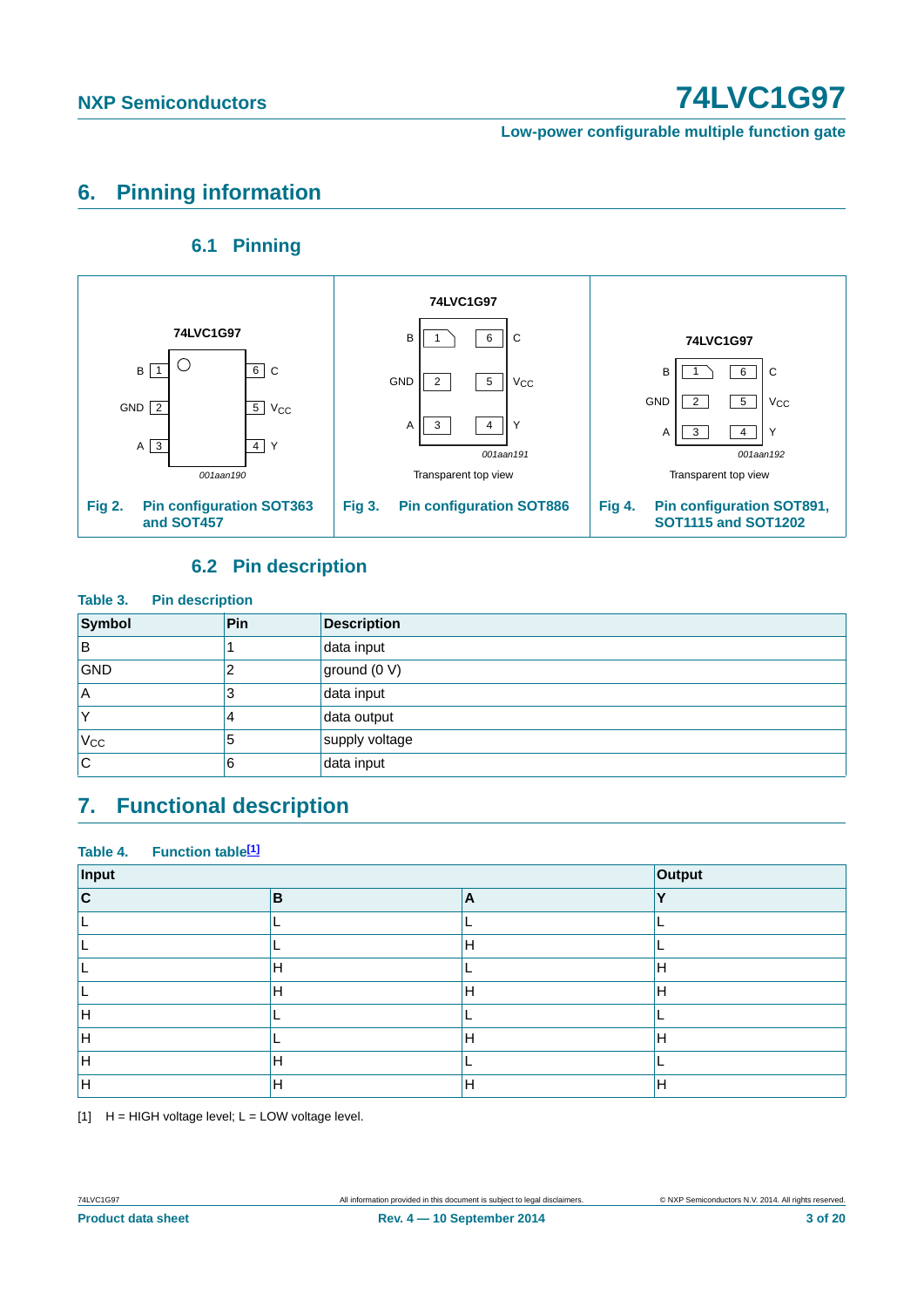## 6. Pinning information

### 6.1 Pinning

74LVC1G97

B 1 | 6 C
GND 2 | 5 $V_{CC}$
A 3 | 4 Y

001aan190

**Fig 2. Pin configuration SOT363 and SOT457**

74LVC1G97

B 1 | 6 C
GND 2 | 5 $V_{CC}$
A 3 | 4 Y

001aan191

Transparent top view

**Fig 3. Pin configuration SOT886**

74LVC1G97

B 1 | 6 C
GND 2 | 5 $V_{CC}$
A 3 | 4 Y

001aan192

Transparent top view

**Fig 4. Pin configuration SOT891, SOT1115 and SOT1202**

### 6.2 Pin description

**Table 3. Pin description**

| Symbol | Pin | Description |
|---|---|---|
| B | 1 | data input |
| GND | 2 | ground (0 V) |
| A | 3 | data input |
| Y | 4 | data output |
| $V_{CC}$ | 5 | supply voltage |
| C | 6 | data input |

## 7. Functional description

**Table 4. Function table[1]**

| Input | | | Output |
|---|---|---|---|
| C | B | A | Y |
| L | L | L | L |
| L | L | H | L |
| L | H | L | H |
| L | H | H | H |
| H | L | L | L |
| H | L | H | H |
| H | H | L | L |
| H | H | H | H |

[1] H = HIGH voltage level; L = LOW voltage level.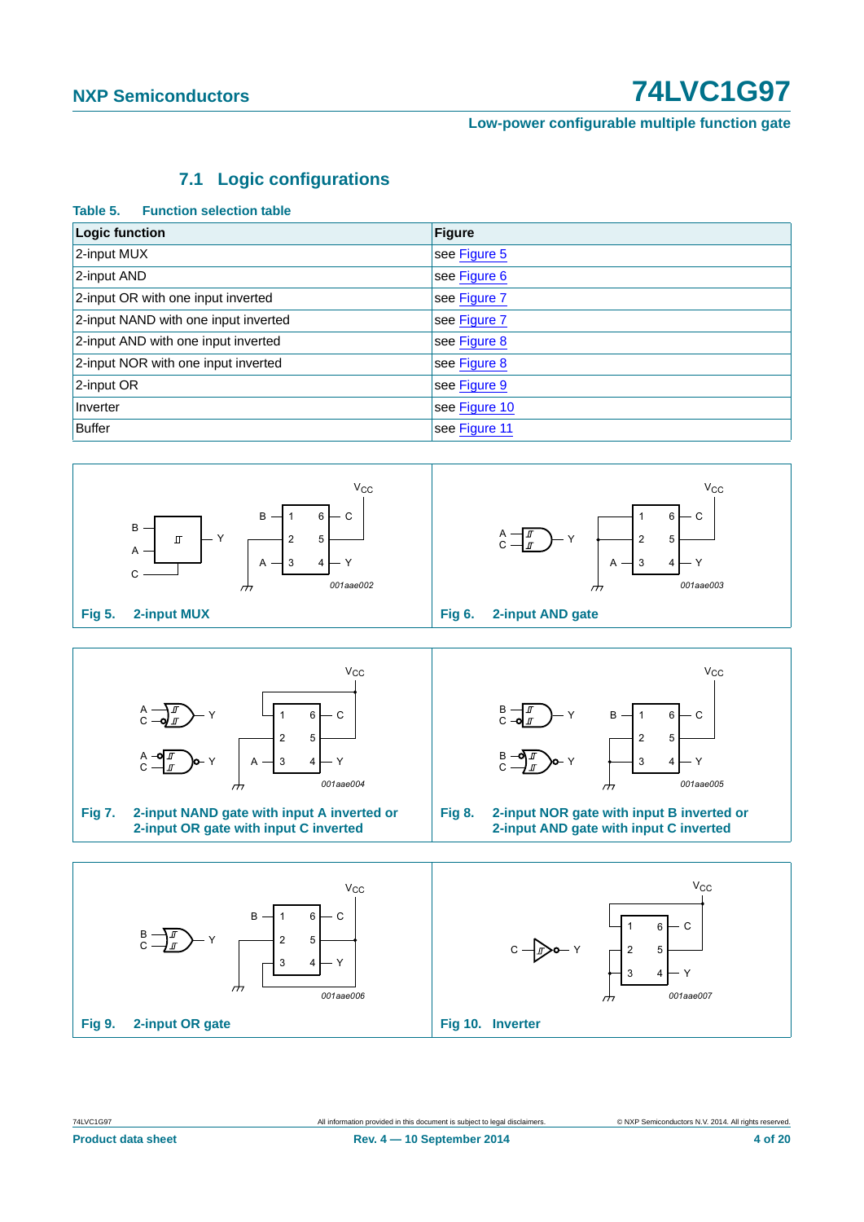## 7.1 Logic configurations

**Table 5. Function selection table**

| Logic function | Figure |
|---|---|
| 2-input MUX | see Figure 5 |
| 2-input AND | see Figure 6 |
| 2-input OR with one input inverted | see Figure 7 |
| 2-input NAND with one input inverted | see Figure 7 |
| 2-input AND with one input inverted | see Figure 8 |
| 2-input NOR with one input inverted | see Figure 8 |
| 2-input OR | see Figure 9 |
| Inverter | see Figure 10 |
| Buffer | see Figure 11 |

**Fig 5. 2-input MUX**

**Fig 6. 2-input AND gate**

**Fig 7. 2-input NAND gate with input A inverted or 2-input OR gate with input C inverted**

**Fig 8. 2-input NOR gate with input B inverted or 2-input AND gate with input C inverted**

**Fig 9. 2-input OR gate**

**Fig 10. Inverter**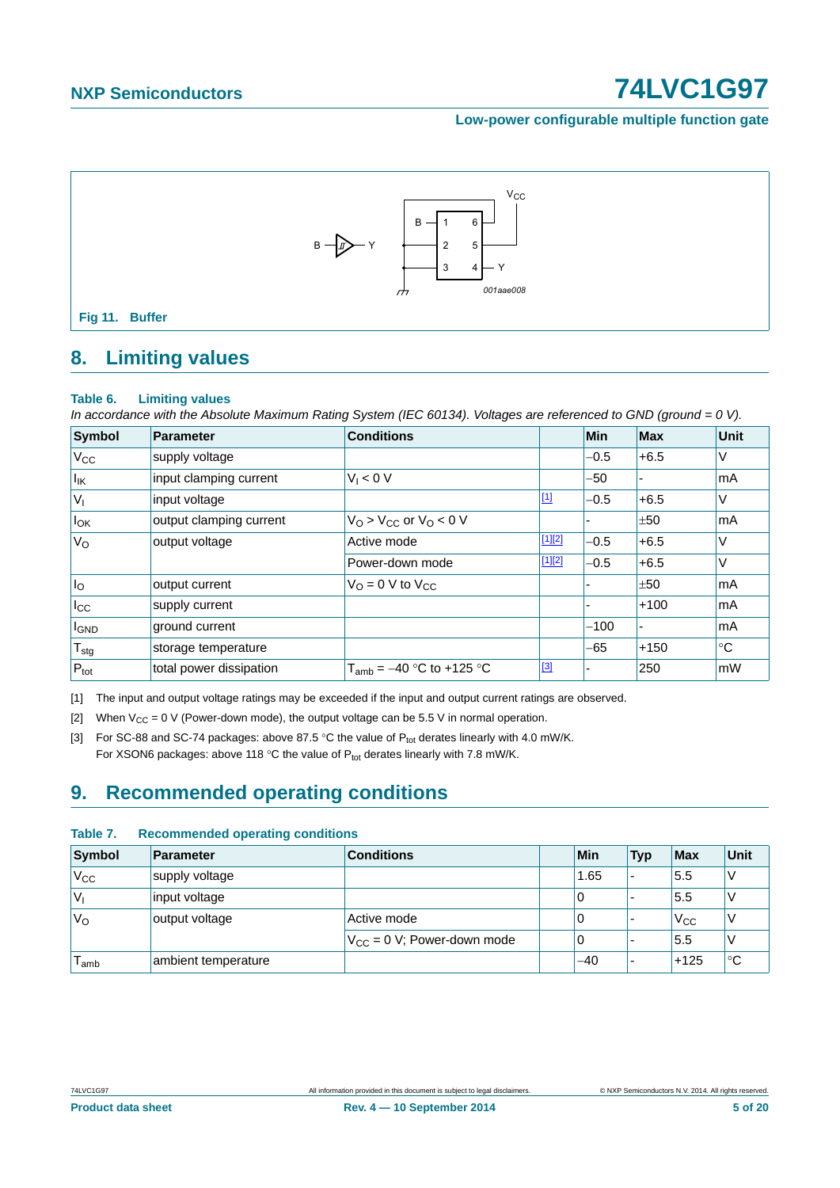Fig 11. Buffer

## 8. Limiting values

**Table 6. Limiting values**

*In accordance with the Absolute Maximum Rating System (IEC 60134). Voltages are referenced to GND (ground = 0 V).*

| Symbol | Parameter | Conditions | | Min | Max | Unit |
|---|---|---|---|---|---|---|
| $V_{CC}$ | supply voltage | | | −0.5 | +6.5 | V |
| $I_{IK}$ | input clamping current | $V_I < 0$ V | | −50 | - | mA |
| $V_I$ | input voltage | | [1] | −0.5 | +6.5 | V |
| $I_{OK}$ | output clamping current | $V_O > V_{CC}$ or $V_O < 0$ V | | - | ±50 | mA |
| $V_O$ | output voltage | Active mode | [1][2] | −0.5 | +6.5 | V |
| | | Power-down mode | [1][2] | −0.5 | +6.5 | V |
| $I_O$ | output current | $V_O = 0$ V to $V_{CC}$ | | - | ±50 | mA |
| $I_{CC}$ | supply current | | | - | +100 | mA |
| $I_{GND}$ | ground current | | | −100 | - | mA |
| $T_{stg}$ | storage temperature | | | −65 | +150 | °C |
| $P_{tot}$ | total power dissipation | $T_{amb} = -40$ °C to +125 °C | [3] | - | 250 | mW |

[1] The input and output voltage ratings may be exceeded if the input and output current ratings are observed.

[2] When $V_{CC} = 0$ V (Power-down mode), the output voltage can be 5.5 V in normal operation.

[3] For SC-88 and SC-74 packages: above 87.5 °C the value of $P_{tot}$ derates linearly with 4.0 mW/K.
For XSON6 packages: above 118 °C the value of $P_{tot}$ derates linearly with 7.8 mW/K.

## 9. Recommended operating conditions

**Table 7. Recommended operating conditions**

| Symbol | Parameter | Conditions | | Min | Typ | Max | Unit |
|---|---|---|---|---|---|---|---|
| $V_{CC}$ | supply voltage | | | 1.65 | - | 5.5 | V |
| $V_I$ | input voltage | | | 0 | - | 5.5 | V |
| $V_O$ | output voltage | Active mode | | 0 | - | $V_{CC}$ | V |
| | | $V_{CC} = 0$ V; Power-down mode | | 0 | - | 5.5 | V |
| $T_{amb}$ | ambient temperature | | | −40 | - | +125 | °C |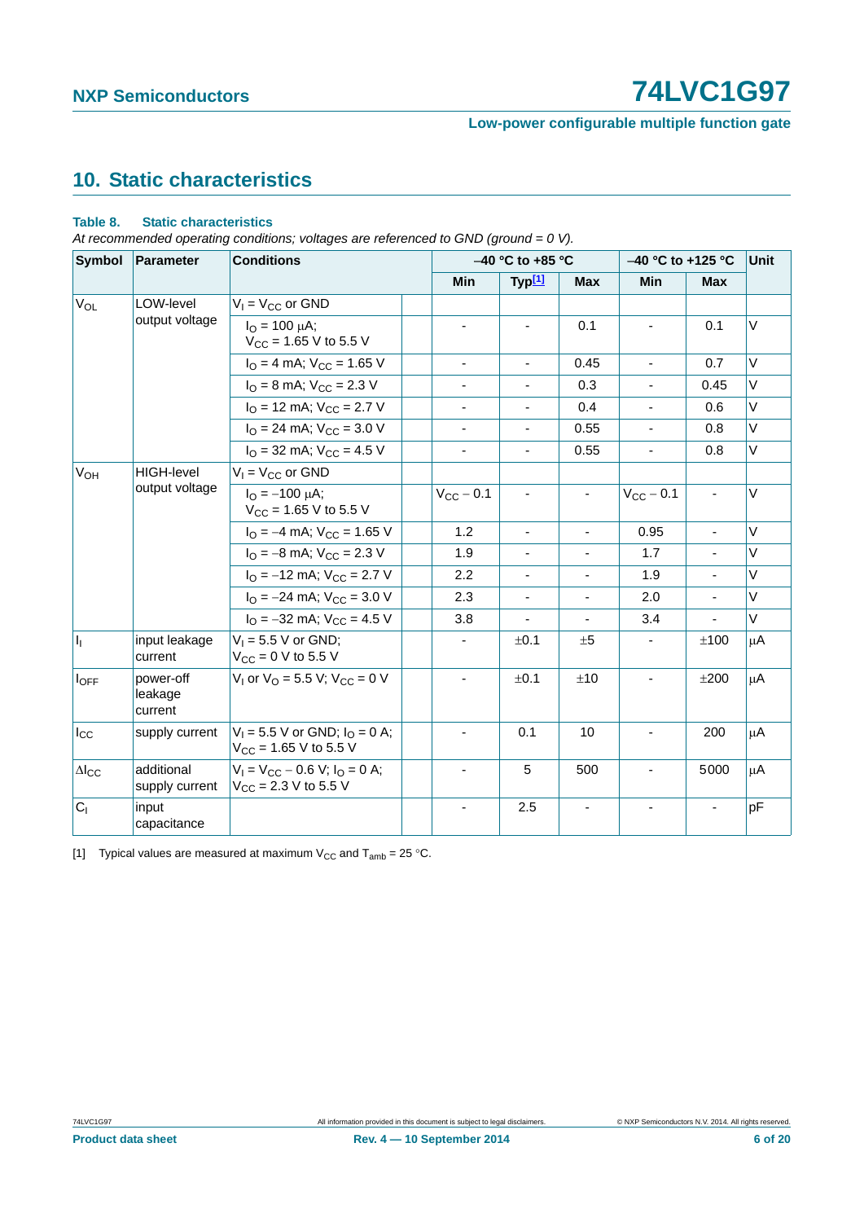## 10. Static characteristics

**Table 8. Static characteristics**

*At recommended operating conditions; voltages are referenced to GND (ground = 0 V).*

| Symbol | Parameter | Conditions | −40 °C to +85 °C | | | −40 °C to +125 °C | | Unit |
|---|---|---|---|---|---|---|---|---|
| | | | Min | Typ[1] | Max | Min | Max | |
| $V_{OL}$ | LOW-level output voltage | $V_I = V_{CC}$ or GND | | | | | | |
| | | $I_O = 100\ \mu A$; $V_{CC} = 1.65$ V to 5.5 V | - | - | 0.1 | - | 0.1 | V |
| | | $I_O = 4$ mA; $V_{CC} = 1.65$ V | - | - | 0.45 | - | 0.7 | V |
| | | $I_O = 8$ mA; $V_{CC} = 2.3$ V | - | - | 0.3 | - | 0.45 | V |
| | | $I_O = 12$ mA; $V_{CC} = 2.7$ V | - | - | 0.4 | - | 0.6 | V |
| | | $I_O = 24$ mA; $V_{CC} = 3.0$ V | - | - | 0.55 | - | 0.8 | V |
| | | $I_O = 32$ mA; $V_{CC} = 4.5$ V | - | - | 0.55 | - | 0.8 | V |
| $V_{OH}$ | HIGH-level output voltage | $V_I = V_{CC}$ or GND | | | | | | |
| | | $I_O = -100\ \mu A$; $V_{CC} = 1.65$ V to 5.5 V | $V_{CC} - 0.1$ | - | - | $V_{CC} - 0.1$ | - | V |
| | | $I_O = -4$ mA; $V_{CC} = 1.65$ V | 1.2 | - | - | 0.95 | - | V |
| | | $I_O = -8$ mA; $V_{CC} = 2.3$ V | 1.9 | - | - | 1.7 | - | V |
| | | $I_O = -12$ mA; $V_{CC} = 2.7$ V | 2.2 | - | - | 1.9 | - | V |
| | | $I_O = -24$ mA; $V_{CC} = 3.0$ V | 2.3 | - | - | 2.0 | - | V |
| | | $I_O = -32$ mA; $V_{CC} = 4.5$ V | 3.8 | - | - | 3.4 | - | V |
| $I_I$ | input leakage current | $V_I = 5.5$ V or GND; $V_{CC} = 0$ V to 5.5 V | - | ±0.1 | ±5 | - | ±100 | μA |
| $I_{OFF}$ | power-off leakage current | $V_I$ or $V_O = 5.5$ V; $V_{CC} = 0$ V | - | ±0.1 | ±10 | - | ±200 | μA |
| $I_{CC}$ | supply current | $V_I = 5.5$ V or GND; $I_O = 0$ A; $V_{CC} = 1.65$ V to 5.5 V | - | 0.1 | 10 | - | 200 | μA |
| $\Delta I_{CC}$ | additional supply current | $V_I = V_{CC} - 0.6$ V; $I_O = 0$ A; $V_{CC} = 2.3$ V to 5.5 V | - | 5 | 500 | - | 5000 | μA |
| $C_I$ | input capacitance | | - | 2.5 | - | - | - | pF |

[1] Typical values are measured at maximum $V_{CC}$ and $T_{amb} = 25$ °C.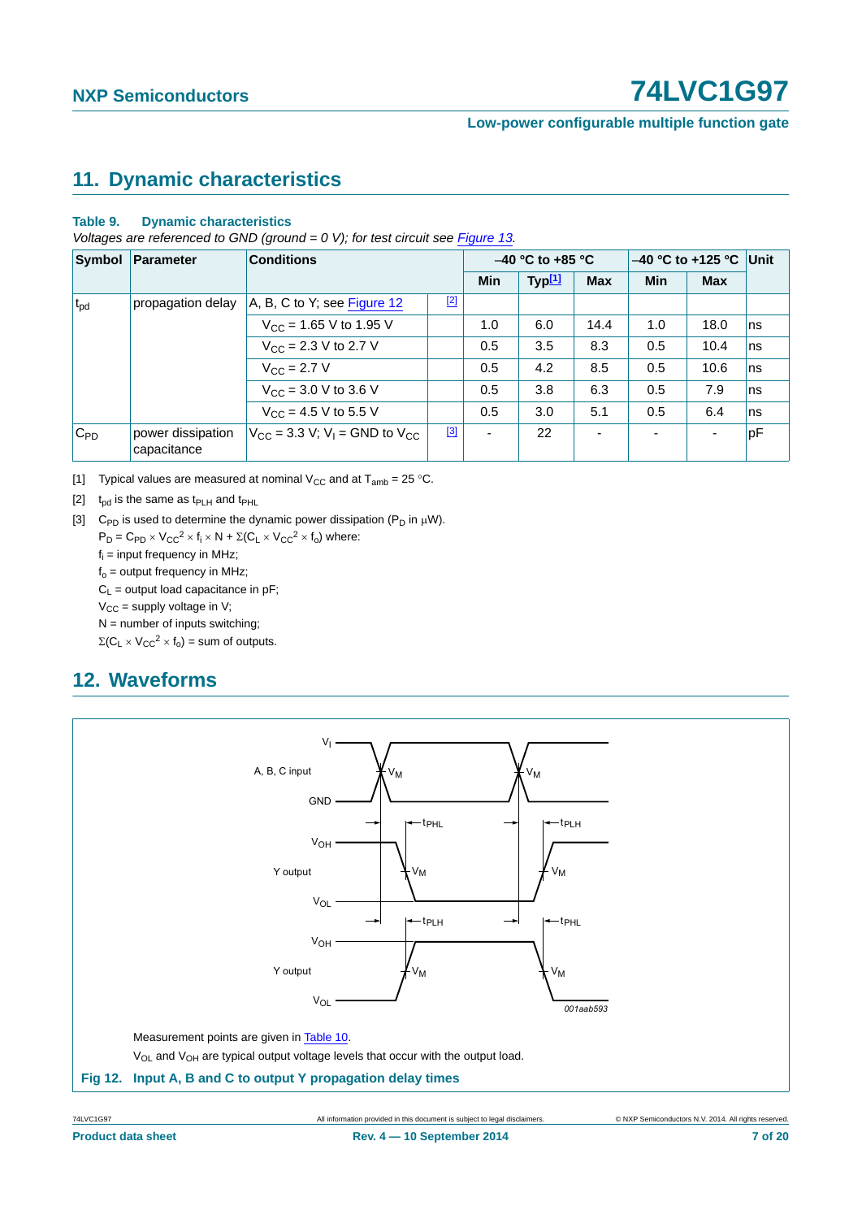## 11. Dynamic characteristics

**Table 9. Dynamic characteristics**

*Voltages are referenced to GND (ground = 0 V); for test circuit see Figure 13.*

| Symbol | Parameter | Conditions | | –40 °C to +85 °C | | | –40 °C to +125 °C | | Unit |
|---|---|---|---|---|---|---|---|---|---|
| | | | | Min | Typ[1] | Max | Min | Max | |
| $t_{pd}$ | propagation delay | A, B, C to Y; see Figure 12 | [2] | | | | | | |
| | | $V_{CC}$ = 1.65 V to 1.95 V | | 1.0 | 6.0 | 14.4 | 1.0 | 18.0 | ns |
| | | $V_{CC}$ = 2.3 V to 2.7 V | | 0.5 | 3.5 | 8.3 | 0.5 | 10.4 | ns |
| | | $V_{CC}$ = 2.7 V | | 0.5 | 4.2 | 8.5 | 0.5 | 10.6 | ns |
| | | $V_{CC}$ = 3.0 V to 3.6 V | | 0.5 | 3.8 | 6.3 | 0.5 | 7.9 | ns |
| | | $V_{CC}$ = 4.5 V to 5.5 V | | 0.5 | 3.0 | 5.1 | 0.5 | 6.4 | ns |
| $C_{PD}$ | power dissipation capacitance | $V_{CC}$ = 3.3 V; $V_I$ = GND to $V_{CC}$ | [3] | - | 22 | - | - | - | pF |

[1] Typical values are measured at nominal $V_{CC}$ and at $T_{amb}$ = 25 °C.

[2] $t_{pd}$ is the same as $t_{PLH}$ and $t_{PHL}$

[3] $C_{PD}$ is used to determine the dynamic power dissipation ($P_D$ in μW).

$P_D = C_{PD} \times V_{CC}^2 \times f_i \times N + \Sigma(C_L \times V_{CC}^2 \times f_o)$ where:

$f_i$ = input frequency in MHz;

$f_o$ = output frequency in MHz;

$C_L$ = output load capacitance in pF;

$V_{CC}$ = supply voltage in V;

N = number of inputs switching;

$\Sigma(C_L \times V_{CC}^2 \times f_o)$ = sum of outputs.

## 12. Waveforms

Measurement points are given in Table 10.

$V_{OL}$ and $V_{OH}$ are typical output voltage levels that occur with the output load.

**Fig 12. Input A, B and C to output Y propagation delay times**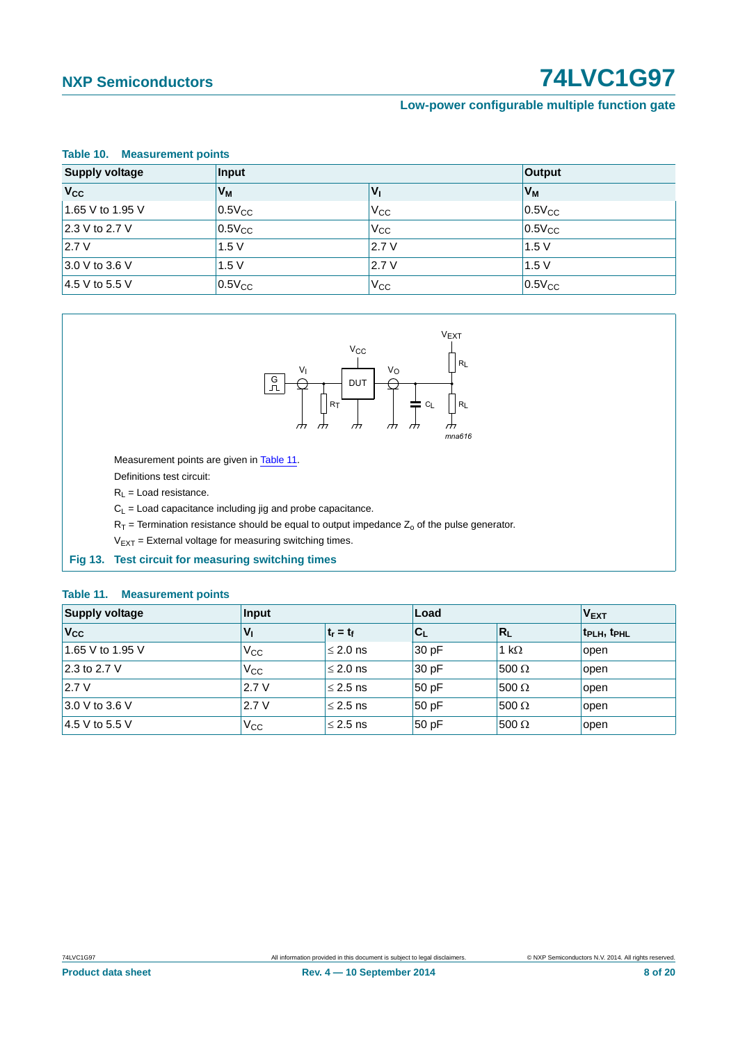**Table 10. Measurement points**

| Supply voltage | Input | | Output |
|---|---|---|---|
| $V_{CC}$ | $V_M$ | $V_I$ | $V_M$ |
| 1.65 V to 1.95 V | $0.5V_{CC}$ | $V_{CC}$ | $0.5V_{CC}$ |
| 2.3 V to 2.7 V | $0.5V_{CC}$ | $V_{CC}$ | $0.5V_{CC}$ |
| 2.7 V | 1.5 V | 2.7 V | 1.5 V |
| 3.0 V to 3.6 V | 1.5 V | 2.7 V | 1.5 V |
| 4.5 V to 5.5 V | $0.5V_{CC}$ | $V_{CC}$ | $0.5V_{CC}$ |

Measurement points are given in Table 11.

Definitions test circuit:

$R_L$ = Load resistance.

$C_L$ = Load capacitance including jig and probe capacitance.

$R_T$ = Termination resistance should be equal to output impedance $Z_o$ of the pulse generator.

$V_{EXT}$ = External voltage for measuring switching times.

**Fig 13. Test circuit for measuring switching times**

**Table 11. Measurement points**

| Supply voltage | Input | | Load | | $V_{EXT}$ |
|---|---|---|---|---|---|
| $V_{CC}$ | $V_I$ | $t_r = t_f$ | $C_L$ | $R_L$ | $t_{PLH}$, $t_{PHL}$ |
| 1.65 V to 1.95 V | $V_{CC}$ | ≤ 2.0 ns | 30 pF | 1 kΩ | open |
| 2.3 to 2.7 V | $V_{CC}$ | ≤ 2.0 ns | 30 pF | 500 Ω | open |
| 2.7 V | 2.7 V | ≤ 2.5 ns | 50 pF | 500 Ω | open |
| 3.0 V to 3.6 V | 2.7 V | ≤ 2.5 ns | 50 pF | 500 Ω | open |
| 4.5 V to 5.5 V | $V_{CC}$ | ≤ 2.5 ns | 50 pF | 500 Ω | open |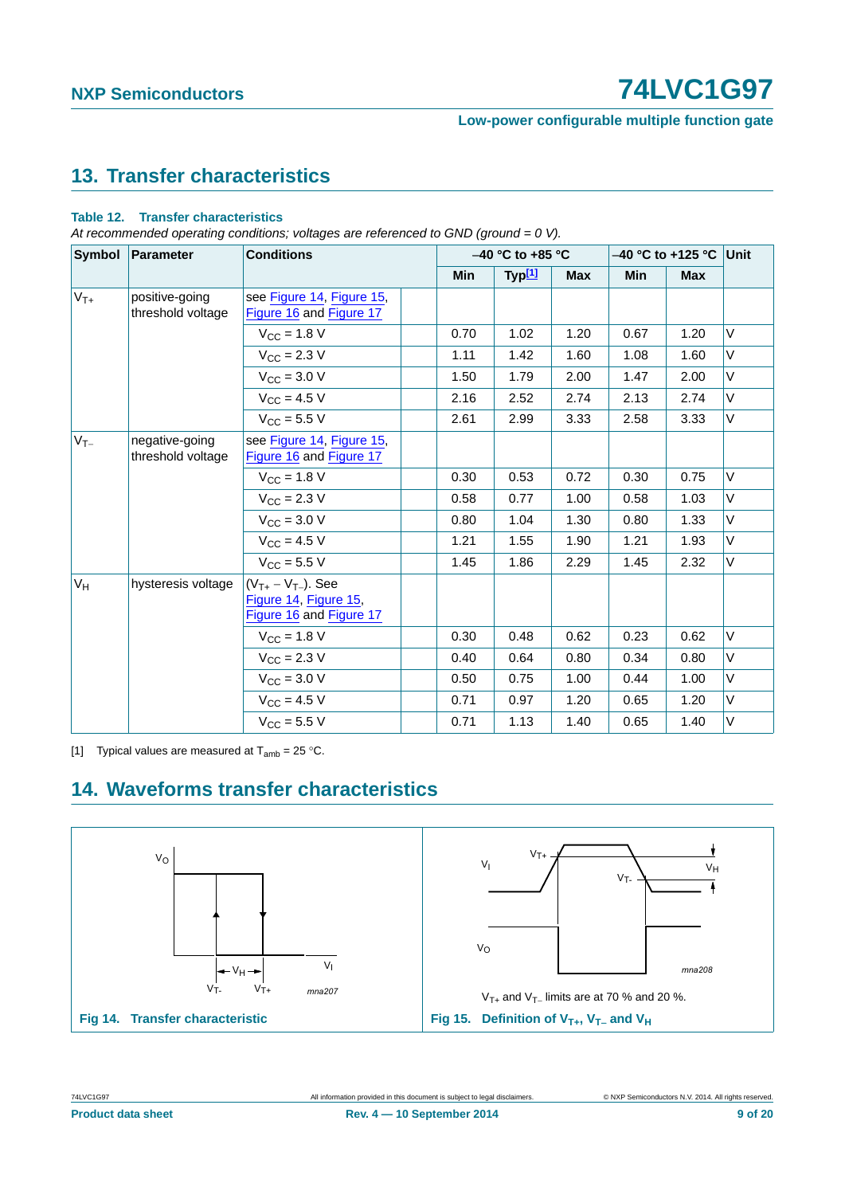## 13. Transfer characteristics

**Table 12. Transfer characteristics**

*At recommended operating conditions; voltages are referenced to GND (ground = 0 V).*

| Symbol | Parameter | Conditions | −40 °C to +85 °C | | | −40 °C to +125 °C | | Unit |
|---|---|---|---|---|---|---|---|---|
| | | | Min | Typ[1] | Max | Min | Max | |
| $V_{T+}$ | positive-going threshold voltage | see Figure 14, Figure 15, Figure 16 and Figure 17 | | | | | | |
| | | $V_{CC}$ = 1.8 V | 0.70 | 1.02 | 1.20 | 0.67 | 1.20 | V |
| | | $V_{CC}$ = 2.3 V | 1.11 | 1.42 | 1.60 | 1.08 | 1.60 | V |
| | | $V_{CC}$ = 3.0 V | 1.50 | 1.79 | 2.00 | 1.47 | 2.00 | V |
| | | $V_{CC}$ = 4.5 V | 2.16 | 2.52 | 2.74 | 2.13 | 2.74 | V |
| | | $V_{CC}$ = 5.5 V | 2.61 | 2.99 | 3.33 | 2.58 | 3.33 | V |
| $V_{T-}$ | negative-going threshold voltage | see Figure 14, Figure 15, Figure 16 and Figure 17 | | | | | | |
| | | $V_{CC}$ = 1.8 V | 0.30 | 0.53 | 0.72 | 0.30 | 0.75 | V |
| | | $V_{CC}$ = 2.3 V | 0.58 | 0.77 | 1.00 | 0.58 | 1.03 | V |
| | | $V_{CC}$ = 3.0 V | 0.80 | 1.04 | 1.30 | 0.80 | 1.33 | V |
| | | $V_{CC}$ = 4.5 V | 1.21 | 1.55 | 1.90 | 1.21 | 1.93 | V |
| | | $V_{CC}$ = 5.5 V | 1.45 | 1.86 | 2.29 | 1.45 | 2.32 | V |
| $V_H$ | hysteresis voltage | ($V_{T+} - V_{T-}$). See Figure 14, Figure 15, Figure 16 and Figure 17 | | | | | | |
| | | $V_{CC}$ = 1.8 V | 0.30 | 0.48 | 0.62 | 0.23 | 0.62 | V |
| | | $V_{CC}$ = 2.3 V | 0.40 | 0.64 | 0.80 | 0.34 | 0.80 | V |
| | | $V_{CC}$ = 3.0 V | 0.50 | 0.75 | 1.00 | 0.44 | 1.00 | V |
| | | $V_{CC}$ = 4.5 V | 0.71 | 0.97 | 1.20 | 0.65 | 1.20 | V |
| | | $V_{CC}$ = 5.5 V | 0.71 | 1.13 | 1.40 | 0.65 | 1.40 | V |

[1] Typical values are measured at $T_{amb}$ = 25 °C.

## 14. Waveforms transfer characteristics

**Fig 14. Transfer characteristic**

$V_{T+}$ and $V_{T-}$ limits are at 70 % and 20 %.

**Fig 15. Definition of $V_{T+}$, $V_{T-}$ and $V_H$**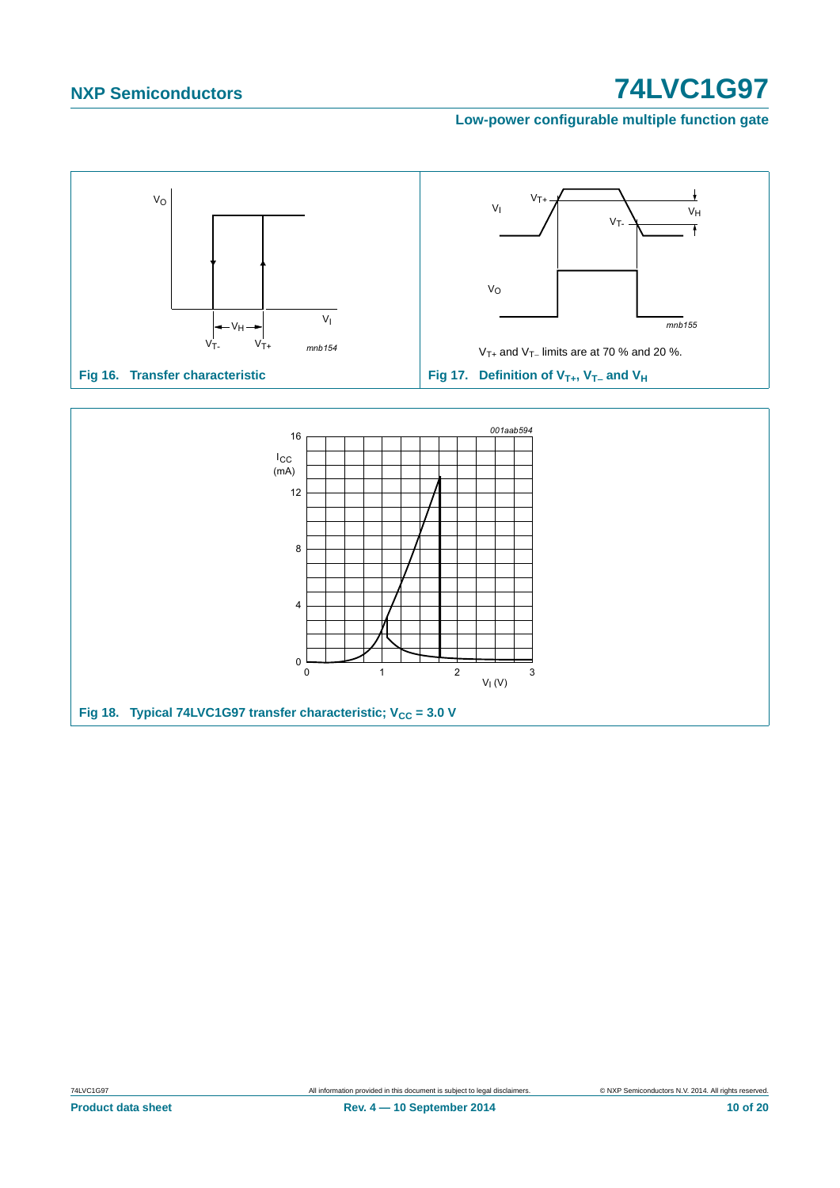Fig 16. Transfer characteristic

$V_{T+}$ and $V_{T-}$ limits are at 70 % and 20 %.

Fig 17. Definition of $V_{T+}$, $V_{T-}$ and $V_H$

Fig 18. Typical 74LVC1G97 transfer characteristic; $V_{CC}$ = 3.0 V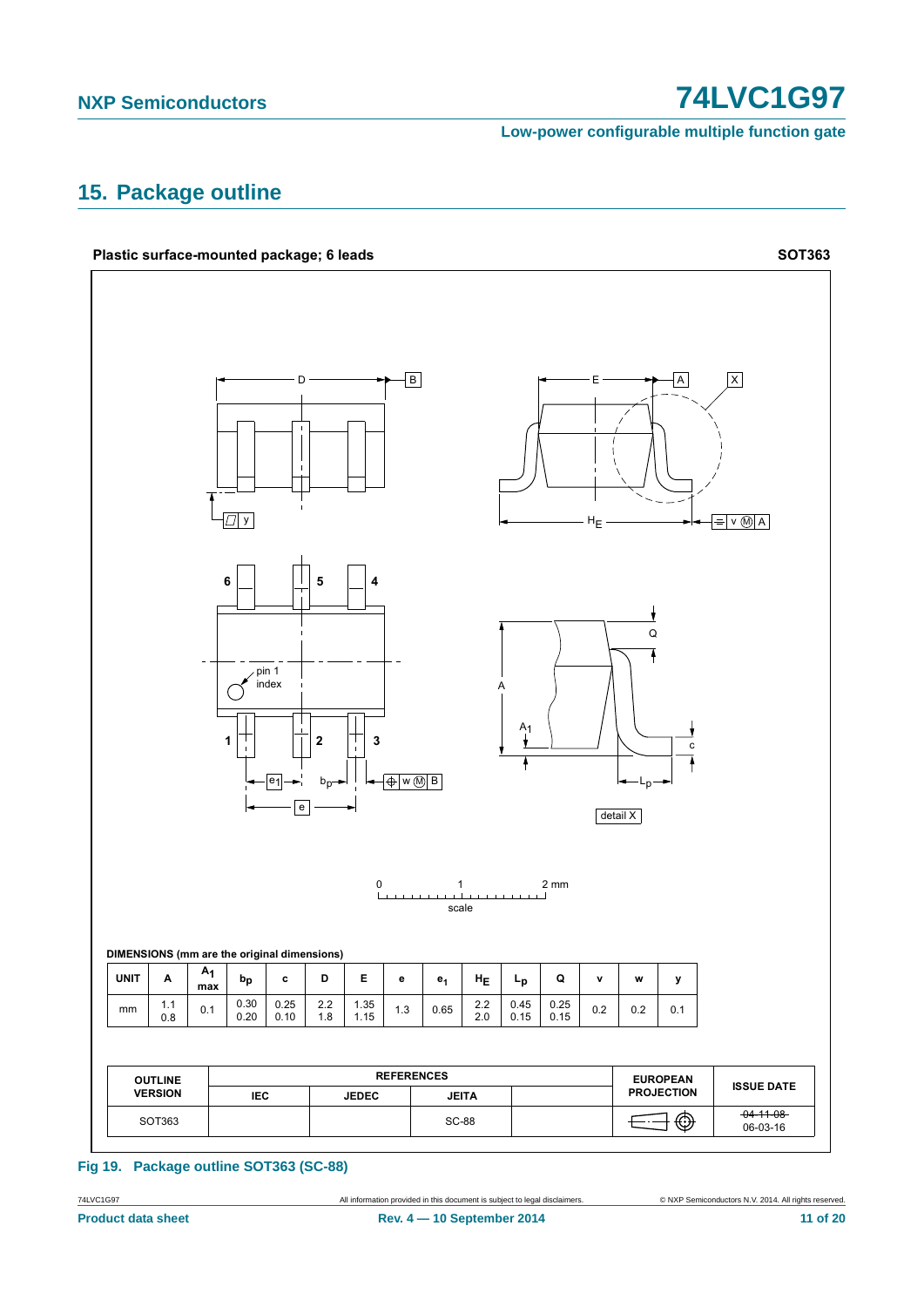## 15. Package outline

**Plastic surface-mounted package; 6 leads** **SOT363**

DIMENSIONS (mm are the original dimensions)

| UNIT | A | $A_1$ max | $b_p$ | c | D | E | e | $e_1$ | $H_E$ | $L_p$ | Q | v | w | y |
|---|---|---|---|---|---|---|---|---|---|---|---|---|---|---|
| mm | 1.1<br>0.8 | 0.1 | 0.30<br>0.20 | 0.25<br>0.10 | 2.2<br>1.8 | 1.35<br>1.15 | 1.3 | 0.65 | 2.2<br>2.0 | 0.45<br>0.15 | 0.25<br>0.15 | 0.2 | 0.2 | 0.1 |

| OUTLINE VERSION | REFERENCES | | | | EUROPEAN PROJECTION | ISSUE DATE |
|---|---|---|---|---|---|---|
| | IEC | JEDEC | JEITA | | | |
| SOT363 | | | SC-88 | | | ~~04-11-08~~<br>06-03-16 |

**Fig 19. Package outline SOT363 (SC-88)**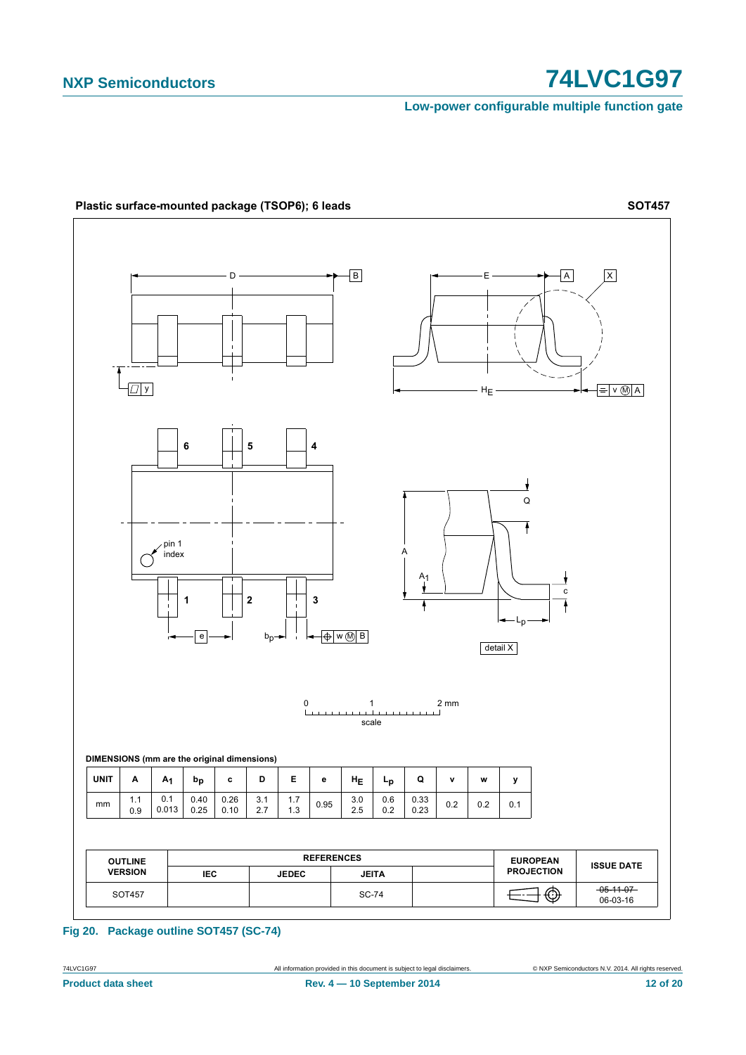**Plastic surface-mounted package (TSOP6); 6 leads** **SOT457**

DIMENSIONS (mm are the original dimensions)

| UNIT | A | $A_1$ | $b_p$ | c | D | E | e | $H_E$ | $L_p$ | Q | v | w | y |
|---|---|---|---|---|---|---|---|---|---|---|---|---|---|
| mm | 1.1<br>0.9 | 0.1<br>0.013 | 0.40<br>0.25 | 0.26<br>0.10 | 3.1<br>2.7 | 1.7<br>1.3 | 0.95 | 3.0<br>2.5 | 0.6<br>0.2 | 0.33<br>0.23 | 0.2 | 0.2 | 0.1 |

| OUTLINE VERSION | REFERENCES | | | | EUROPEAN PROJECTION | ISSUE DATE |
|---|---|---|---|---|---|---|
| | IEC | JEDEC | JEITA | | | |
| SOT457 | | | SC-74 | | | ~~05-11-07~~<br>06-03-16 |

**Fig 20. Package outline SOT457 (SC-74)**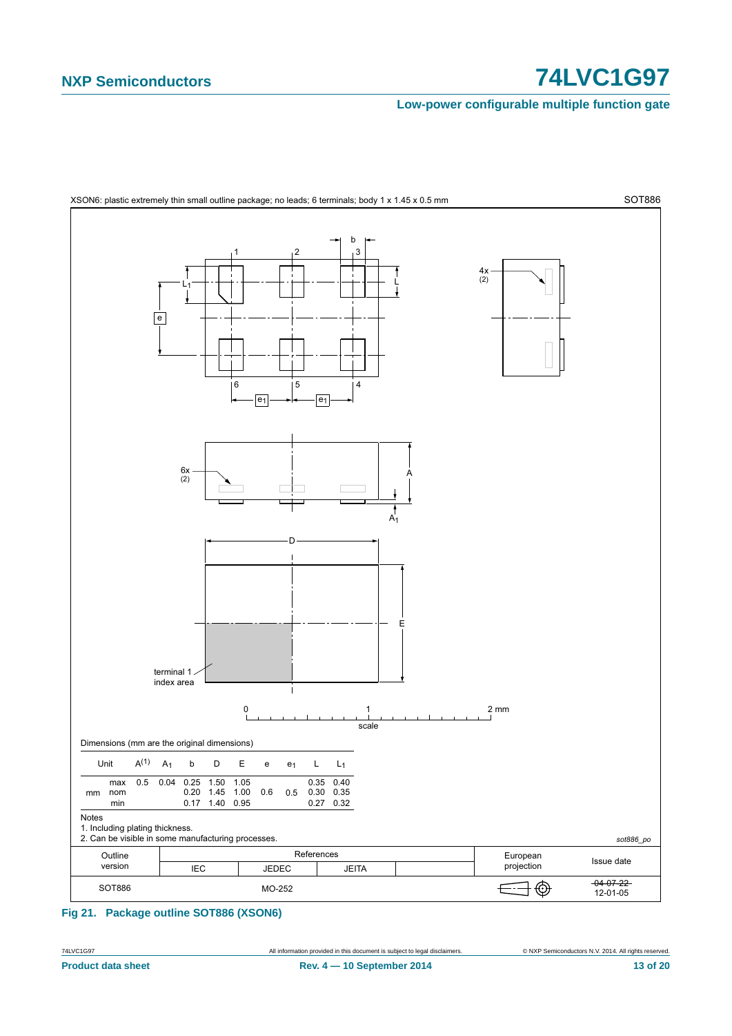XSON6: plastic extremely thin small outline package; no leads; 6 terminals; body 1 x 1.45 x 0.5 mm — SOT886

Dimensions (mm are the original dimensions)

| Unit | | $A^{(1)}$ | $A_1$ | b | D | E | e | $e_1$ | L | $L_1$ |
|---|---|---|---|---|---|---|---|---|---|---|
| mm | max | 0.5 | 0.04 | 0.25 | 1.50 | 1.05 | | | 0.35 | 0.40 |
| | nom | | | 0.20 | 1.45 | 1.00 | 0.6 | 0.5 | 0.30 | 0.35 |
| | min | | | 0.17 | 1.40 | 0.95 | | | 0.27 | 0.32 |

Notes

1. Including plating thickness.
2. Can be visible in some manufacturing processes.

*sot886_po*

| Outline version | References | | | | European projection | Issue date |
|---|---|---|---|---|---|---|
| | IEC | JEDEC | JEITA | | | |
| SOT886 | | MO-252 | | | | ~~04-07-22~~ 12-01-05 |

**Fig 21. Package outline SOT886 (XSON6)**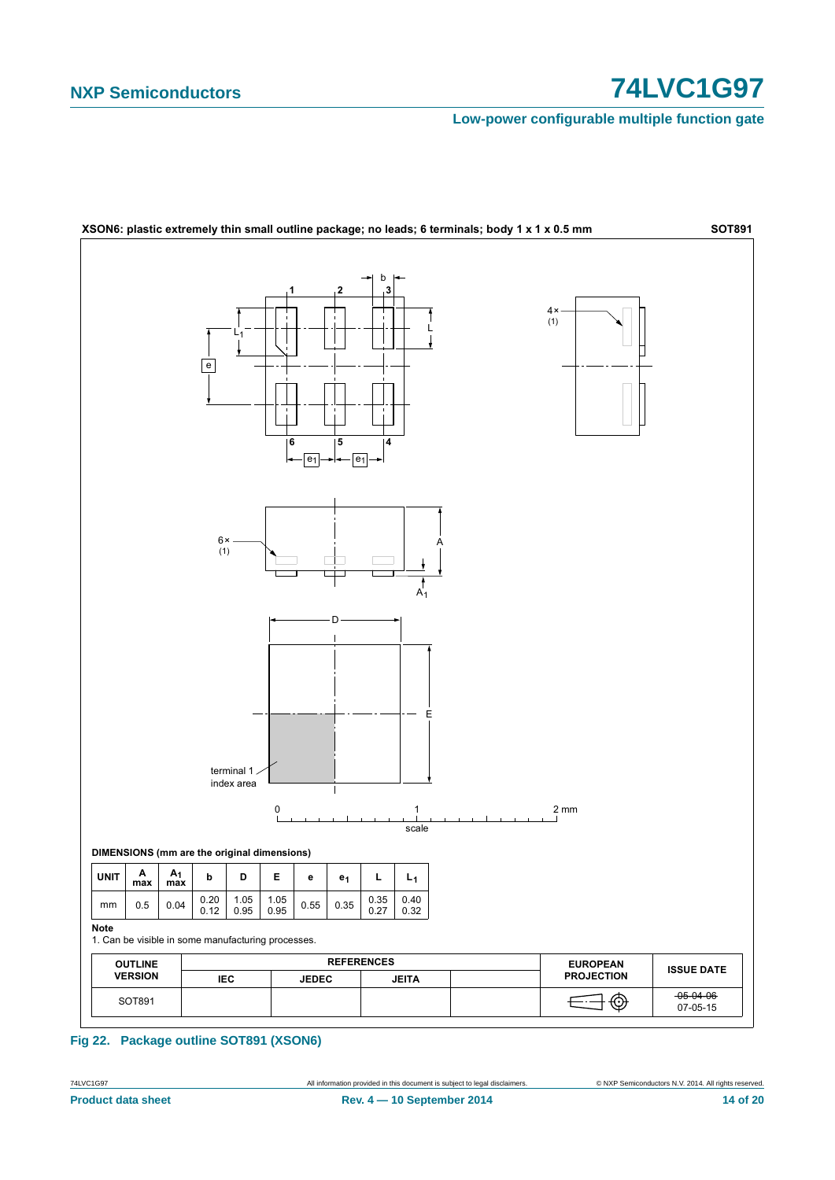**XSON6: plastic extremely thin small outline package; no leads; 6 terminals; body 1 x 1 x 0.5 mm** **SOT891**

**DIMENSIONS (mm are the original dimensions)**

| UNIT | A max | $A_1$ max | b | D | E | e | $e_1$ | L | $L_1$ |
|---|---|---|---|---|---|---|---|---|---|
| mm | 0.5 | 0.04 | 0.20<br>0.12 | 1.05<br>0.95 | 1.05<br>0.95 | 0.55 | 0.35 | 0.35<br>0.27 | 0.40<br>0.32 |

**Note**

1. Can be visible in some manufacturing processes.

| OUTLINE VERSION | REFERENCES | | | | EUROPEAN PROJECTION | ISSUE DATE |
|---|---|---|---|---|---|---|
| | IEC | JEDEC | JEITA | | | |
| SOT891 | | | | | | ~~05-04-06~~<br>07-05-15 |

**Fig 22. Package outline SOT891 (XSON6)**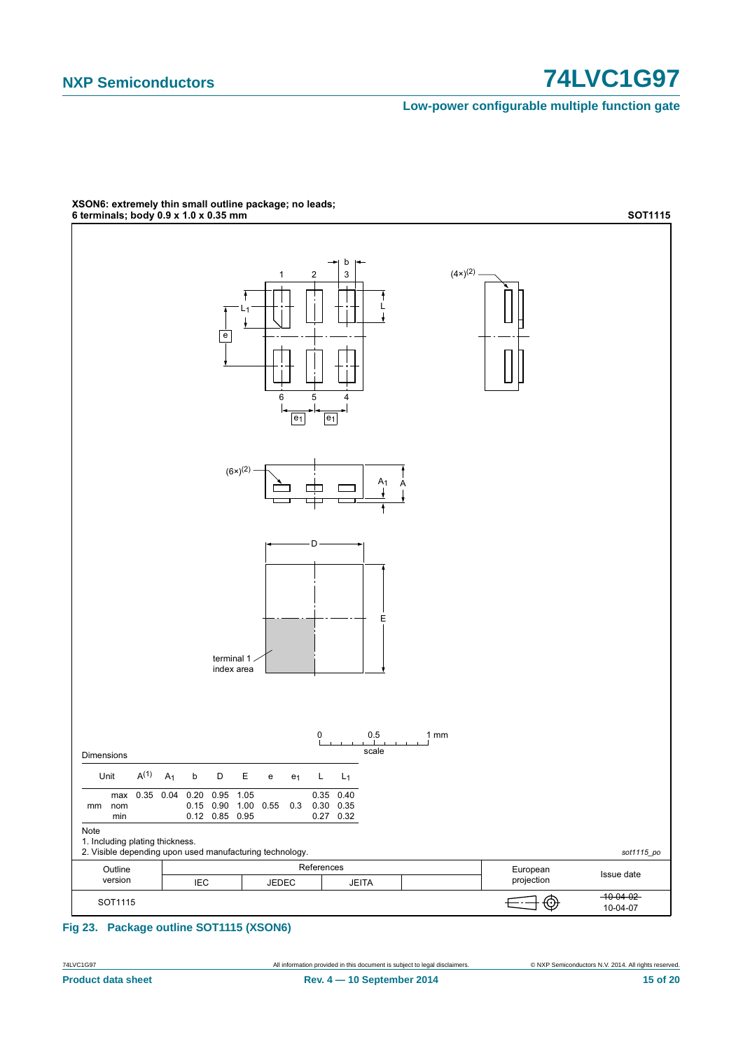**XSON6: extremely thin small outline package; no leads; 6 terminals; body 0.9 x 1.0 x 0.35 mm** **SOT1115**

Dimensions

| Unit | | $A^{(1)}$ | $A_1$ | b | D | E | e | $e_1$ | L | $L_1$ |
|---|---|---|---|---|---|---|---|---|---|---|
| mm | max | 0.35 | 0.04 | 0.20 | 0.95 | 1.05 | | | 0.35 | 0.40 |
| | nom | | | 0.15 | 0.90 | 1.00 | 0.55 | 0.3 | 0.30 | 0.35 |
| | min | | | 0.12 | 0.85 | 0.95 | | | 0.27 | 0.32 |

Note

1. Including plating thickness.
2. Visible depending upon used manufacturing technology.

*sot1115_po*

| Outline version | References | | | | European projection | Issue date |
|---|---|---|---|---|---|---|
| | IEC | JEDEC | JEITA | | | |
| SOT1115 | | | | | | ~~10-04-02~~ 10-04-07 |

**Fig 23. Package outline SOT1115 (XSON6)**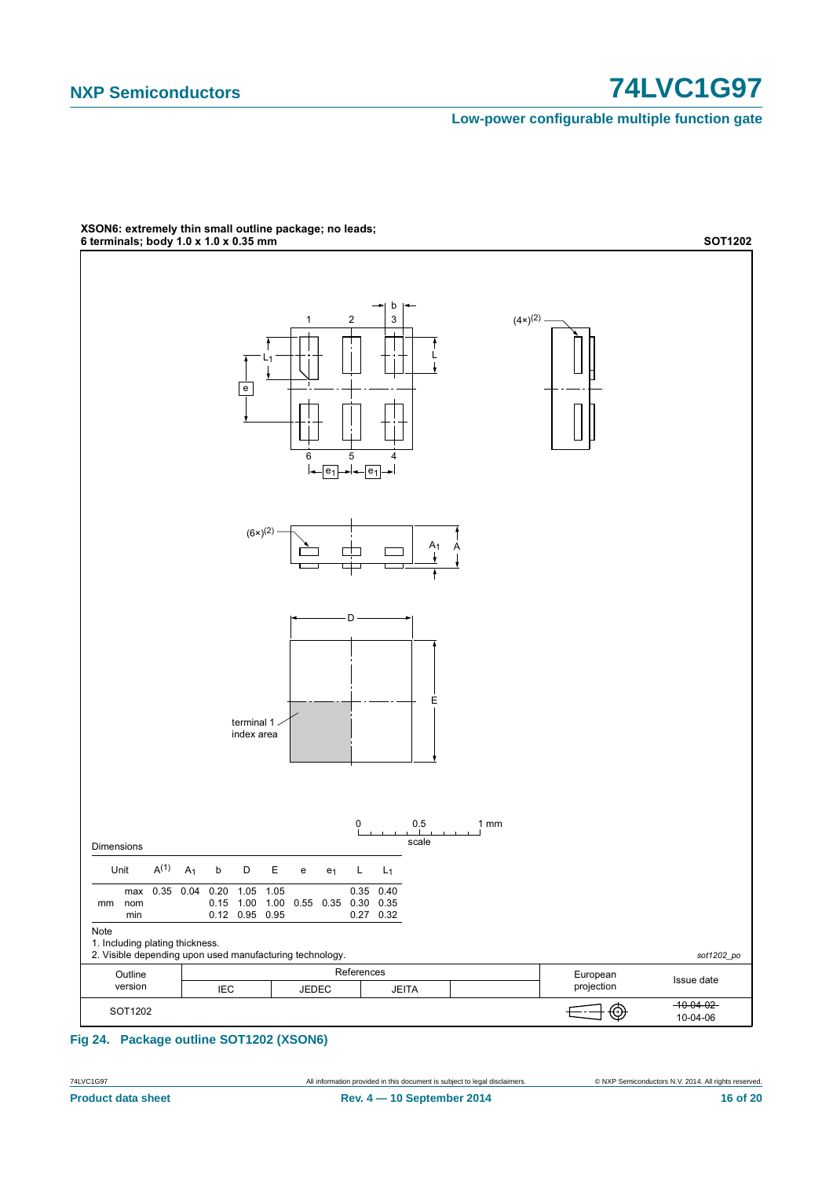**XSON6: extremely thin small outline package; no leads; 6 terminals; body 1.0 x 1.0 x 0.35 mm** **SOT1202**

Dimensions

| Unit | | $A^{(1)}$ | $A_1$ | b | D | E | e | $e_1$ | L | $L_1$ |
|---|---|---|---|---|---|---|---|---|---|---|
| mm | max | 0.35 | 0.04 | 0.20 | 1.05 | 1.05 | | | 0.35 | 0.40 |
| | nom | | | 0.15 | 1.00 | 1.00 | 0.55 | 0.35 | 0.30 | 0.35 |
| | min | | | 0.12 | 0.95 | 0.95 | | | 0.27 | 0.32 |

Note

1. Including plating thickness.
2. Visible depending upon used manufacturing technology.

*sot1202_po*

| Outline version | References IEC | References JEDEC | References JEITA | | European projection | Issue date |
|---|---|---|---|---|---|---|
| SOT1202 | | | | | | ~~10-04-02~~ 10-04-06 |

**Fig 24. Package outline SOT1202 (XSON6)**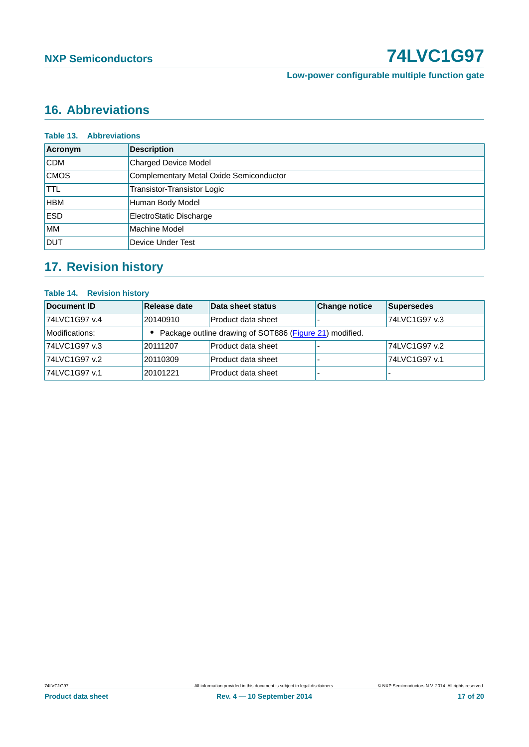## 16. Abbreviations

**Table 13. Abbreviations**

| Acronym | Description |
|---|---|
| CDM | Charged Device Model |
| CMOS | Complementary Metal Oxide Semiconductor |
| TTL | Transistor-Transistor Logic |
| HBM | Human Body Model |
| ESD | ElectroStatic Discharge |
| MM | Machine Model |
| DUT | Device Under Test |

## 17. Revision history

**Table 14. Revision history**

| Document ID | Release date | Data sheet status | Change notice | Supersedes |
|---|---|---|---|---|
| 74LVC1G97 v.4 | 20140910 | Product data sheet | - | 74LVC1G97 v.3 |
| Modifications: | • Package outline drawing of SOT886 (Figure 21) modified. | | | |
| 74LVC1G97 v.3 | 20111207 | Product data sheet | - | 74LVC1G97 v.2 |
| 74LVC1G97 v.2 | 20110309 | Product data sheet | - | 74LVC1G97 v.1 |
| 74LVC1G97 v.1 | 20101221 | Product data sheet | - | - |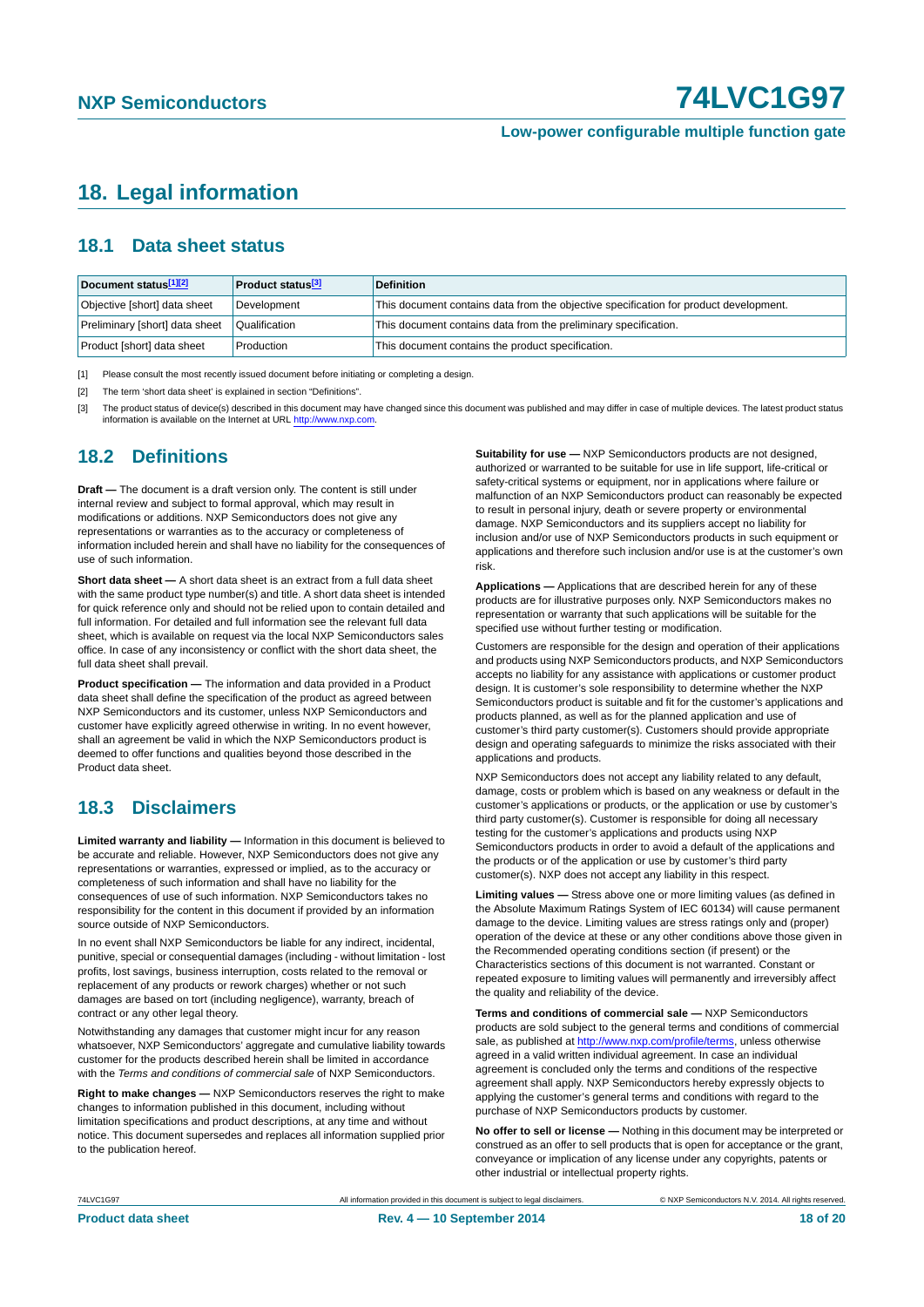## 18. Legal information

### 18.1 Data sheet status

| Document status[1][2] | Product status[3] | Definition |
|---|---|---|
| Objective [short] data sheet | Development | This document contains data from the objective specification for product development. |
| Preliminary [short] data sheet | Qualification | This document contains data from the preliminary specification. |
| Product [short] data sheet | Production | This document contains the product specification. |

[1] Please consult the most recently issued document before initiating or completing a design.

[2] The term 'short data sheet' is explained in section "Definitions".

[3] The product status of device(s) described in this document may have changed since this document was published and may differ in case of multiple devices. The latest product status information is available on the Internet at URL http://www.nxp.com.

### 18.2 Definitions

**Draft —** The document is a draft version only. The content is still under internal review and subject to formal approval, which may result in modifications or additions. NXP Semiconductors does not give any representations or warranties as to the accuracy or completeness of information included herein and shall have no liability for the consequences of use of such information.

**Short data sheet —** A short data sheet is an extract from a full data sheet with the same product type number(s) and title. A short data sheet is intended for quick reference only and should not be relied upon to contain detailed and full information. For detailed and full information see the relevant full data sheet, which is available on request via the local NXP Semiconductors sales office. In case of any inconsistency or conflict with the short data sheet, the full data sheet shall prevail.

**Product specification —** The information and data provided in a Product data sheet shall define the specification of the product as agreed between NXP Semiconductors and its customer, unless NXP Semiconductors and customer have explicitly agreed otherwise in writing. In no event however, shall an agreement be valid in which the NXP Semiconductors product is deemed to offer functions and qualities beyond those described in the Product data sheet.

### 18.3 Disclaimers

**Limited warranty and liability —** Information in this document is believed to be accurate and reliable. However, NXP Semiconductors does not give any representations or warranties, expressed or implied, as to the accuracy or completeness of such information and shall have no liability for the consequences of use of such information. NXP Semiconductors takes no responsibility for the content in this document if provided by an information source outside of NXP Semiconductors.

In no event shall NXP Semiconductors be liable for any indirect, incidental, punitive, special or consequential damages (including - without limitation - lost profits, lost savings, business interruption, costs related to the removal or replacement of any products or rework charges) whether or not such damages are based on tort (including negligence), warranty, breach of contract or any other legal theory.

Notwithstanding any damages that customer might incur for any reason whatsoever, NXP Semiconductors' aggregate and cumulative liability towards customer for the products described herein shall be limited in accordance with the *Terms and conditions of commercial sale* of NXP Semiconductors.

**Right to make changes —** NXP Semiconductors reserves the right to make changes to information published in this document, including without limitation specifications and product descriptions, at any time and without notice. This document supersedes and replaces all information supplied prior to the publication hereof.

**Suitability for use —** NXP Semiconductors products are not designed, authorized or warranted to be suitable for use in life support, life-critical or safety-critical systems or equipment, nor in applications where failure or malfunction of an NXP Semiconductors product can reasonably be expected to result in personal injury, death or severe property or environmental damage. NXP Semiconductors and its suppliers accept no liability for inclusion and/or use of NXP Semiconductors products in such equipment or applications and therefore such inclusion and/or use is at the customer's own risk.

**Applications —** Applications that are described herein for any of these products are for illustrative purposes only. NXP Semiconductors makes no representation or warranty that such applications will be suitable for the specified use without further testing or modification.

Customers are responsible for the design and operation of their applications and products using NXP Semiconductors products, and NXP Semiconductors accepts no liability for any assistance with applications or customer product design. It is customer's sole responsibility to determine whether the NXP Semiconductors product is suitable and fit for the customer's applications and products planned, as well as for the planned application and use of customer's third party customer(s). Customers should provide appropriate design and operating safeguards to minimize the risks associated with their applications and products.

NXP Semiconductors does not accept any liability related to any default, damage, costs or problem which is based on any weakness or default in the customer's applications or products, or the application or use by customer's third party customer(s). Customer is responsible for doing all necessary testing for the customer's applications and products using NXP Semiconductors products in order to avoid a default of the applications and the products or of the application or use by customer's third party customer(s). NXP does not accept any liability in this respect.

**Limiting values —** Stress above one or more limiting values (as defined in the Absolute Maximum Ratings System of IEC 60134) will cause permanent damage to the device. Limiting values are stress ratings only and (proper) operation of the device at these or any other conditions above those given in the Recommended operating conditions section (if present) or the Characteristics sections of this document is not warranted. Constant or repeated exposure to limiting values will permanently and irreversibly affect the quality and reliability of the device.

**Terms and conditions of commercial sale —** NXP Semiconductors products are sold subject to the general terms and conditions of commercial sale, as published at http://www.nxp.com/profile/terms, unless otherwise agreed in a valid written individual agreement. In case an individual agreement is concluded only the terms and conditions of the respective agreement shall apply. NXP Semiconductors hereby expressly objects to applying the customer's general terms and conditions with regard to the purchase of NXP Semiconductors products by customer.

**No offer to sell or license —** Nothing in this document may be interpreted or construed as an offer to sell products that is open for acceptance or the grant, conveyance or implication of any license under any copyrights, patents or other industrial or intellectual property rights.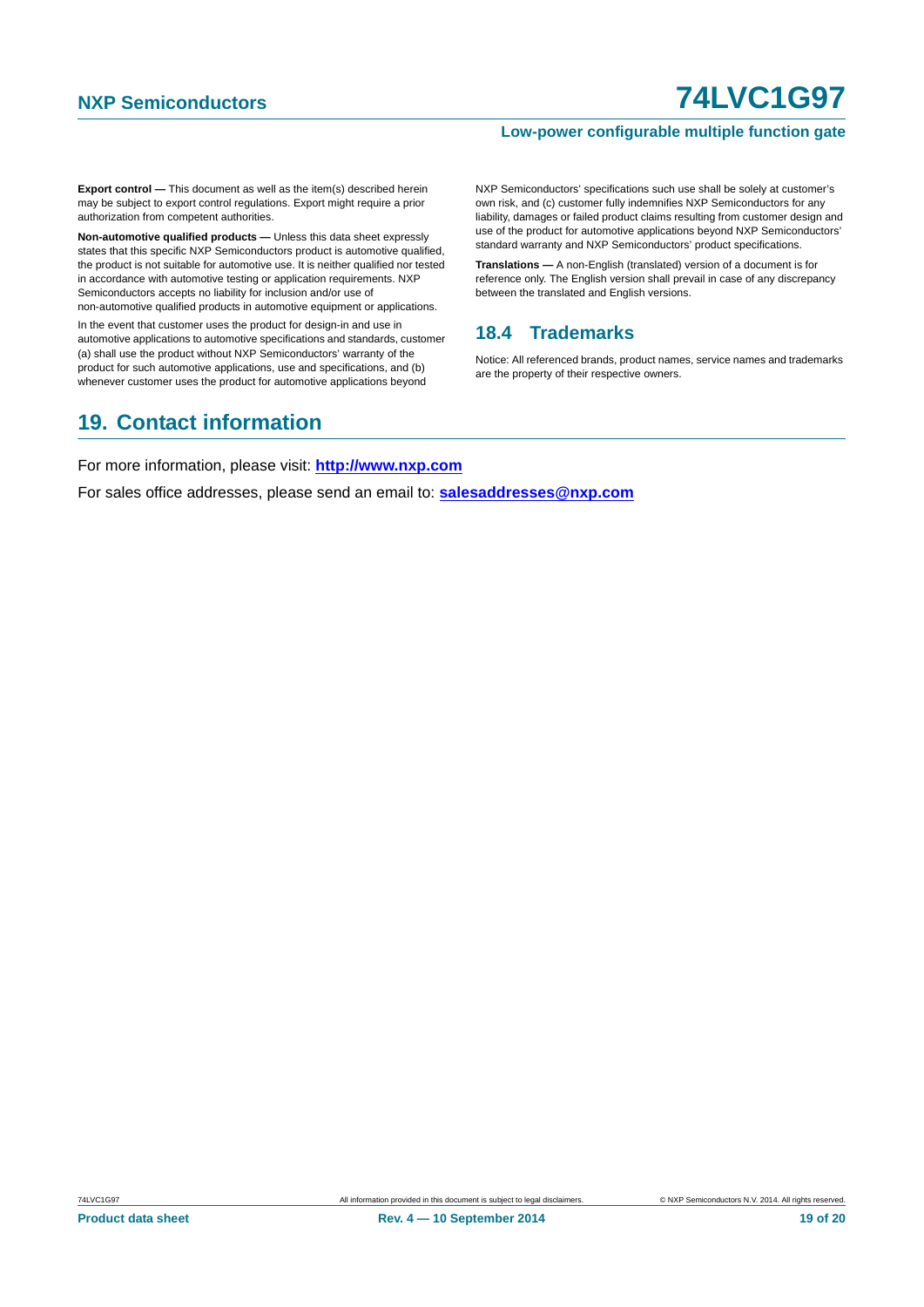**Export control —** This document as well as the item(s) described herein may be subject to export control regulations. Export might require a prior authorization from competent authorities.

**Non-automotive qualified products —** Unless this data sheet expressly states that this specific NXP Semiconductors product is automotive qualified, the product is not suitable for automotive use. It is neither qualified nor tested in accordance with automotive testing or application requirements. NXP Semiconductors accepts no liability for inclusion and/or use of non-automotive qualified products in automotive equipment or applications.

In the event that customer uses the product for design-in and use in automotive applications to automotive specifications and standards, customer (a) shall use the product without NXP Semiconductors' warranty of the product for such automotive applications, use and specifications, and (b) whenever customer uses the product for automotive applications beyond NXP Semiconductors' specifications such use shall be solely at customer's own risk, and (c) customer fully indemnifies NXP Semiconductors for any liability, damages or failed product claims resulting from customer design and use of the product for automotive applications beyond NXP Semiconductors' standard warranty and NXP Semiconductors' product specifications.

**Translations —** A non-English (translated) version of a document is for reference only. The English version shall prevail in case of any discrepancy between the translated and English versions.

### 18.4 Trademarks

Notice: All referenced brands, product names, service names and trademarks are the property of their respective owners.

## 19. Contact information

For more information, please visit: **http://www.nxp.com**

For sales office addresses, please send an email to: **salesaddresses@nxp.com**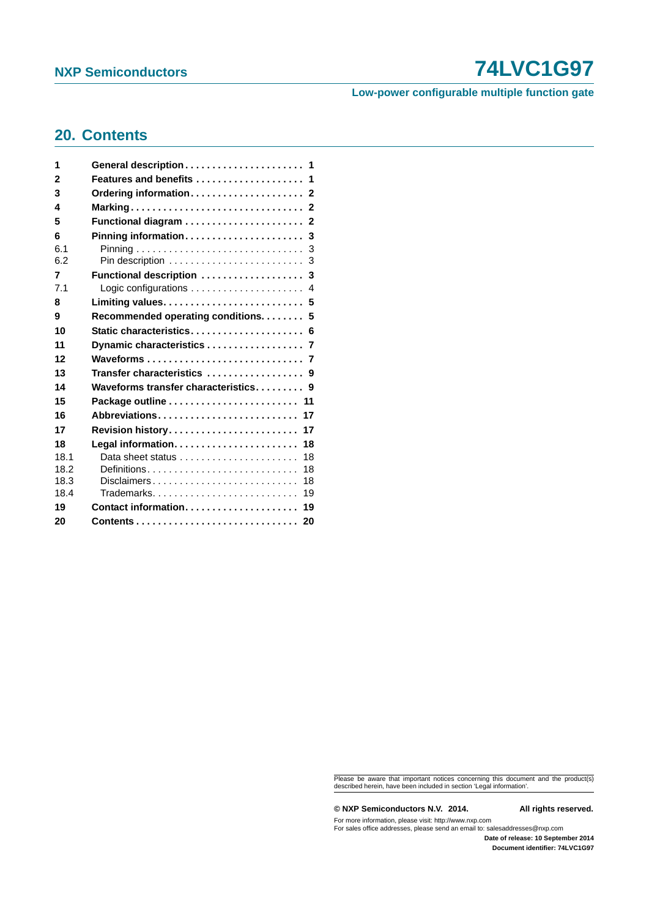## 20. Contents

- **1 General description** . . . 1
- **2 Features and benefits** . . . 1
- **3 Ordering information** . . . 2
- **4 Marking** . . . 2
- **5 Functional diagram** . . . 2
- **6 Pinning information** . . . 3
  - 6.1 Pinning . . . 3
  - 6.2 Pin description . . . 3
- **7 Functional description** . . . 3
  - 7.1 Logic configurations . . . 4
- **8 Limiting values** . . . 5
- **9 Recommended operating conditions** . . . 5
- **10 Static characteristics** . . . 6
- **11 Dynamic characteristics** . . . 7
- **12 Waveforms** . . . 7
- **13 Transfer characteristics** . . . 9
- **14 Waveforms transfer characteristics** . . . 9
- **15 Package outline** . . . 11
- **16 Abbreviations** . . . 17
- **17 Revision history** . . . 17
- **18 Legal information** . . . 18
  - 18.1 Data sheet status . . . 18
  - 18.2 Definitions . . . 18
  - 18.3 Disclaimers . . . 18
  - 18.4 Trademarks . . . 19
- **19 Contact information** . . . 19
- **20 Contents** . . . 20

Please be aware that important notices concerning this document and the product(s) described herein, have been included in section 'Legal information'.

**© NXP Semiconductors N.V. 2014.** **All rights reserved.**

For more information, please visit: http://www.nxp.com
For sales office addresses, please send an email to: salesaddresses@nxp.com

**Date of release: 10 September 2014**
**Document identifier: 74LVC1G97**